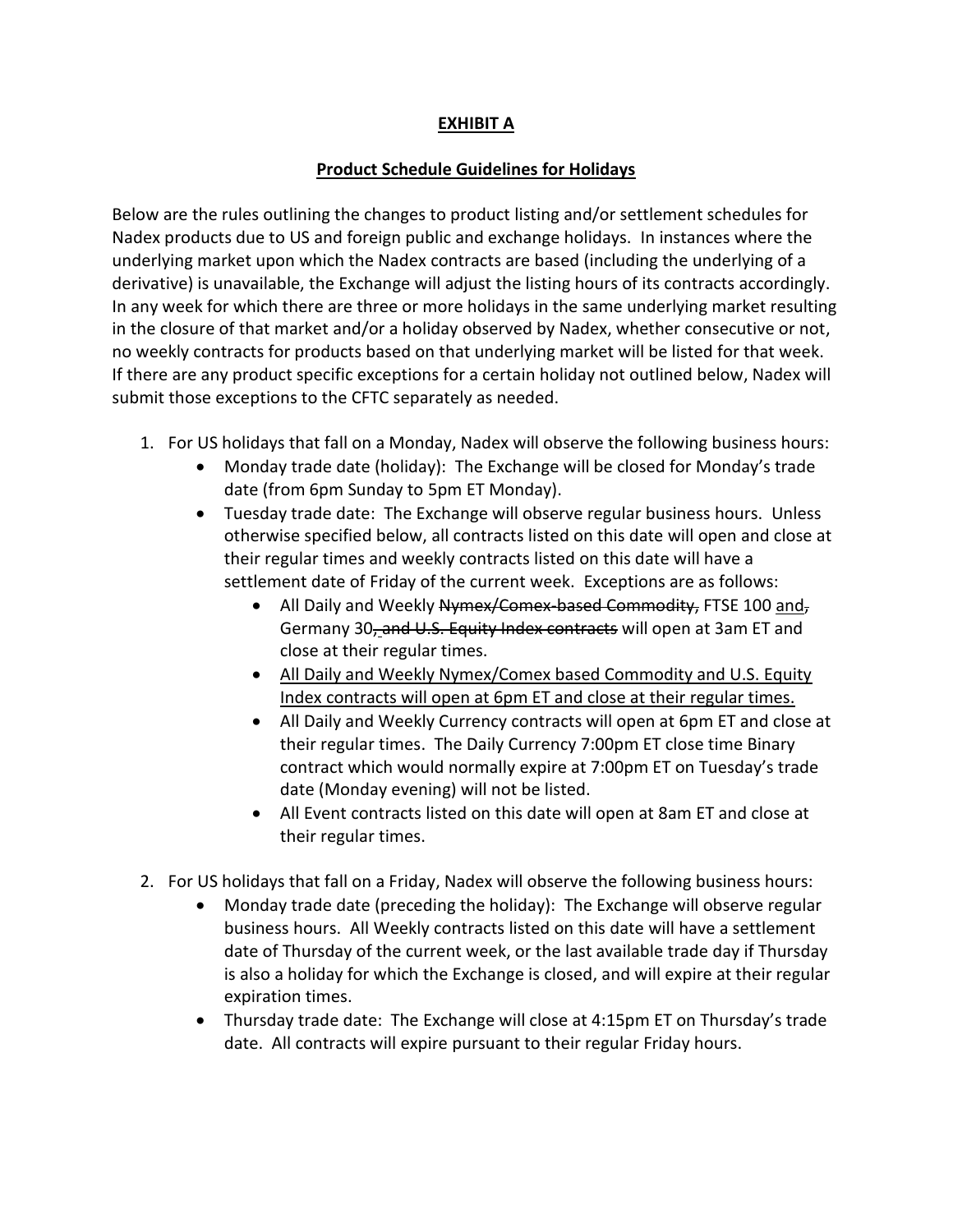# EXHIBIT A

## Product Schedule Guidelines for Holidays

Below are the rules outlining the changes to product listing and/or settlement schedules for Nadex products due to US and foreign public and exchange holidays. In instances where the underlying market upon which the Nadex contracts are based (including the underlying of a derivative) is unavailable, the Exchange will adjust the listing hours of its contracts accordingly. In any week for which there are three or more holidays in the same underlying market resulting in the closure of that market and/or a holiday observed by Nadex, whether consecutive or not, no weekly contracts for products based on that underlying market will be listed for that week. If there are any product specific exceptions for a certain holiday not outlined below, Nadex will submit those exceptions to the CFTC separately as needed.

1. For US holidays that fall on a Monday, Nadex will observe the following business hours:
   - Monday trade date (holiday): The Exchange will be closed for Monday's trade date (from 6pm Sunday to 5pm ET Monday).
   - Tuesday trade date: The Exchange will observe regular business hours. Unless otherwise specified below, all contracts listed on this date will open and close at their regular times and weekly contracts listed on this date will have a settlement date of Friday of the current week. Exceptions are as follows:
     - All Daily and Weekly ~~Nymex/Comex-based Commodity,~~ FTSE 100 <u>and</u>~~,~~ Germany 30~~, and U.S. Equity Index contracts~~ will open at 3am ET and close at their regular times.
     - <u>All Daily and Weekly Nymex/Comex based Commodity and U.S. Equity Index contracts will open at 6pm ET and close at their regular times.</u>
     - All Daily and Weekly Currency contracts will open at 6pm ET and close at their regular times. The Daily Currency 7:00pm ET close time Binary contract which would normally expire at 7:00pm ET on Tuesday's trade date (Monday evening) will not be listed.
     - All Event contracts listed on this date will open at 8am ET and close at their regular times.

2. For US holidays that fall on a Friday, Nadex will observe the following business hours:
   - Monday trade date (preceding the holiday): The Exchange will observe regular business hours. All Weekly contracts listed on this date will have a settlement date of Thursday of the current week, or the last available trade day if Thursday is also a holiday for which the Exchange is closed, and will expire at their regular expiration times.
   - Thursday trade date: The Exchange will close at 4:15pm ET on Thursday's trade date. All contracts will expire pursuant to their regular Friday hours.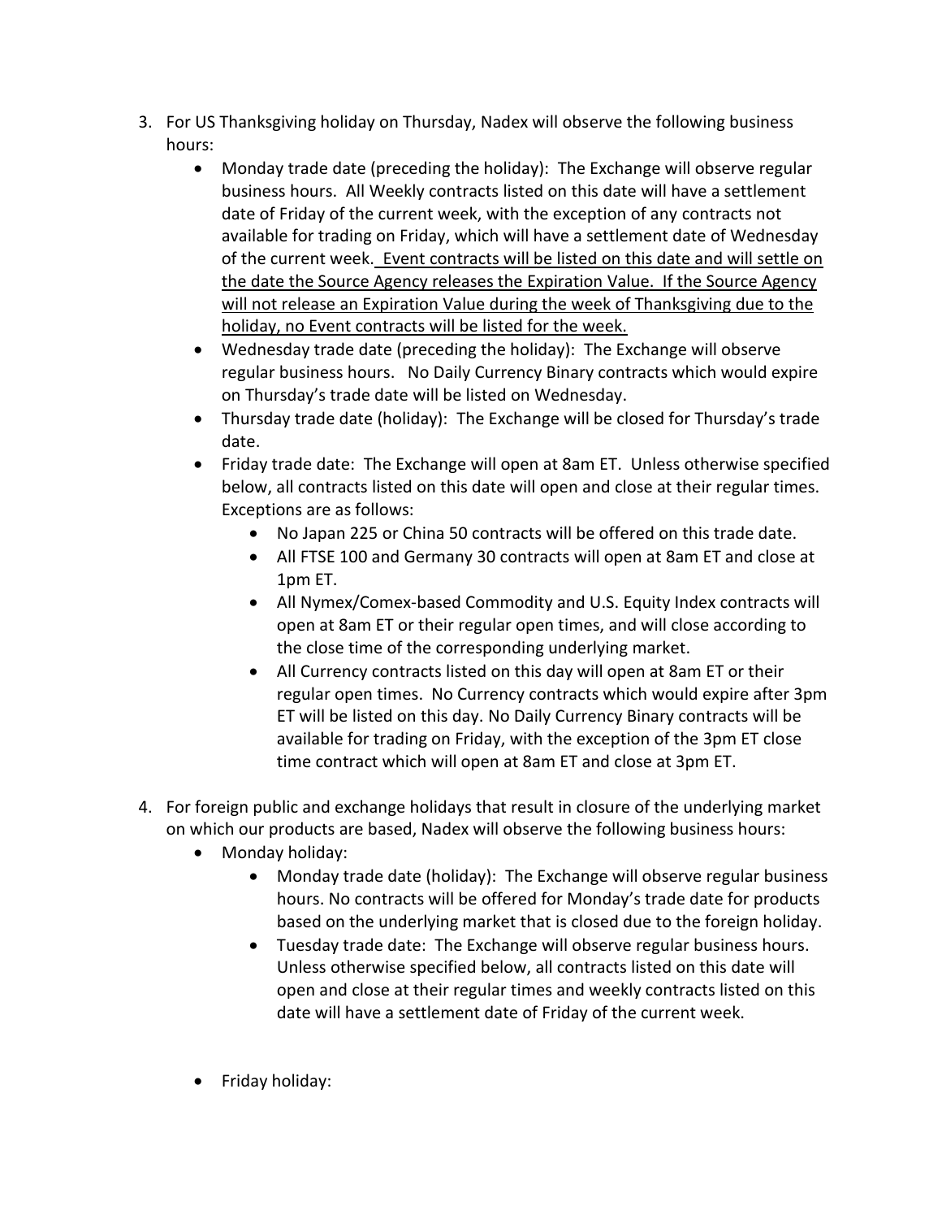3. For US Thanksgiving holiday on Thursday, Nadex will observe the following business hours:
    - Monday trade date (preceding the holiday): The Exchange will observe regular business hours. All Weekly contracts listed on this date will have a settlement date of Friday of the current week, with the exception of any contracts not available for trading on Friday, which will have a settlement date of Wednesday of the current week. <u>Event contracts will be listed on this date and will settle on the date the Source Agency releases the Expiration Value. If the Source Agency will not release an Expiration Value during the week of Thanksgiving due to the holiday, no Event contracts will be listed for the week.</u>
    - Wednesday trade date (preceding the holiday): The Exchange will observe regular business hours. No Daily Currency Binary contracts which would expire on Thursday's trade date will be listed on Wednesday.
    - Thursday trade date (holiday): The Exchange will be closed for Thursday's trade date.
    - Friday trade date: The Exchange will open at 8am ET. Unless otherwise specified below, all contracts listed on this date will open and close at their regular times. Exceptions are as follows:
        - No Japan 225 or China 50 contracts will be offered on this trade date.
        - All FTSE 100 and Germany 30 contracts will open at 8am ET and close at 1pm ET.
        - All Nymex/Comex-based Commodity and U.S. Equity Index contracts will open at 8am ET or their regular open times, and will close according to the close time of the corresponding underlying market.
        - All Currency contracts listed on this day will open at 8am ET or their regular open times. No Currency contracts which would expire after 3pm ET will be listed on this day. No Daily Currency Binary contracts will be available for trading on Friday, with the exception of the 3pm ET close time contract which will open at 8am ET and close at 3pm ET.

4. For foreign public and exchange holidays that result in closure of the underlying market on which our products are based, Nadex will observe the following business hours:
    - Monday holiday:
        - Monday trade date (holiday): The Exchange will observe regular business hours. No contracts will be offered for Monday's trade date for products based on the underlying market that is closed due to the foreign holiday.
        - Tuesday trade date: The Exchange will observe regular business hours. Unless otherwise specified below, all contracts listed on this date will open and close at their regular times and weekly contracts listed on this date will have a settlement date of Friday of the current week.

    - Friday holiday: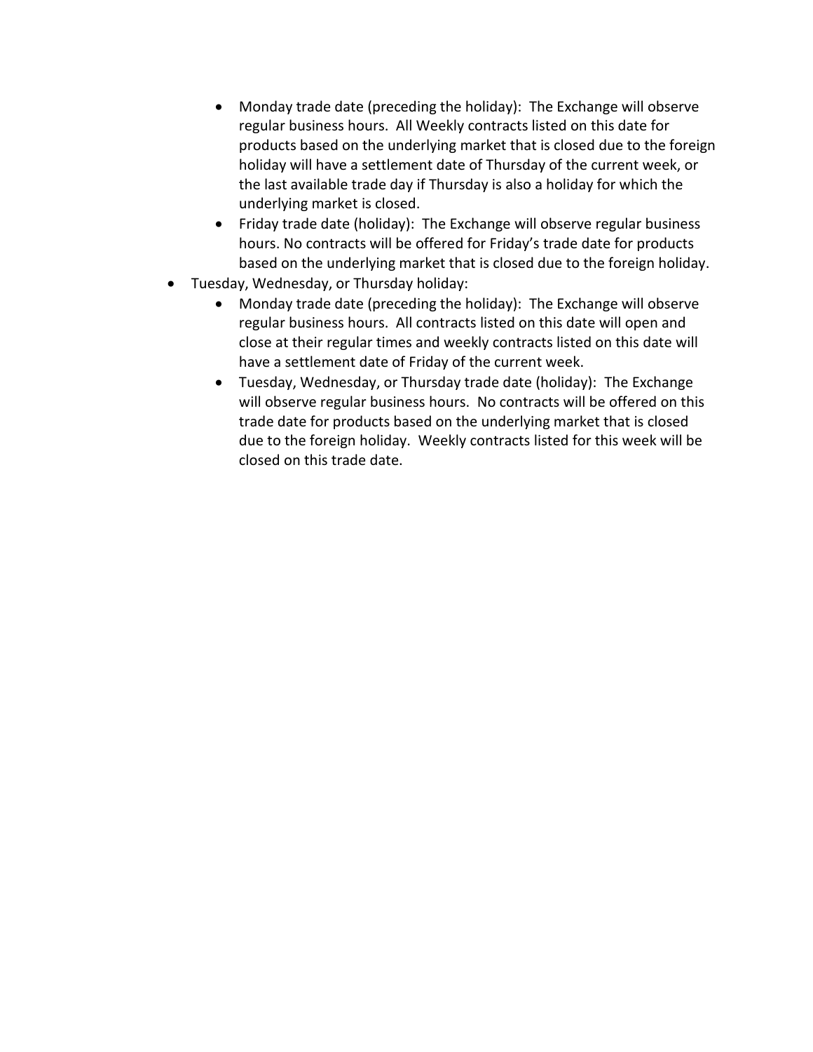- Monday trade date (preceding the holiday): The Exchange will observe regular business hours. All Weekly contracts listed on this date for products based on the underlying market that is closed due to the foreign holiday will have a settlement date of Thursday of the current week, or the last available trade day if Thursday is also a holiday for which the underlying market is closed.
  - Friday trade date (holiday): The Exchange will observe regular business hours. No contracts will be offered for Friday's trade date for products based on the underlying market that is closed due to the foreign holiday.
- Tuesday, Wednesday, or Thursday holiday:
  - Monday trade date (preceding the holiday): The Exchange will observe regular business hours. All contracts listed on this date will open and close at their regular times and weekly contracts listed on this date will have a settlement date of Friday of the current week.
  - Tuesday, Wednesday, or Thursday trade date (holiday): The Exchange will observe regular business hours. No contracts will be offered on this trade date for products based on the underlying market that is closed due to the foreign holiday. Weekly contracts listed for this week will be closed on this trade date.